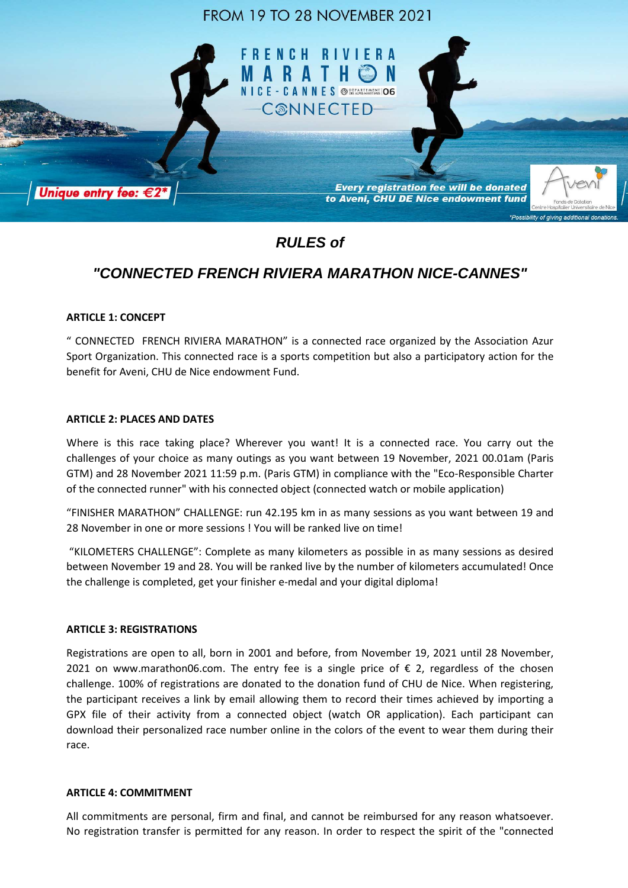FROM 19 TO 28 NOVEMBER 2021

FRENCH RIVIERA MARATHON NICE-CANNES CONNECTED

*Unique entry fee: €2**

*Every registration fee will be donated to Aveni, CHU DE Nice endowment fund*

*Possibility of giving additional donations.

# *RULES of*

# *"CONNECTED FRENCH RIVIERA MARATHON NICE-CANNES"*

**ARTICLE 1: CONCEPT**

" CONNECTED FRENCH RIVIERA MARATHON" is a connected race organized by the Association Azur Sport Organization. This connected race is a sports competition but also a participatory action for the benefit for Aveni, CHU de Nice endowment Fund.

**ARTICLE 2: PLACES AND DATES**

Where is this race taking place? Wherever you want! It is a connected race. You carry out the challenges of your choice as many outings as you want between 19 November, 2021 00.01am (Paris GTM) and 28 November 2021 11:59 p.m. (Paris GTM) in compliance with the "Eco-Responsible Charter of the connected runner" with his connected object (connected watch or mobile application)

"FINISHER MARATHON" CHALLENGE: run 42.195 km in as many sessions as you want between 19 and 28 November in one or more sessions ! You will be ranked live on time!

"KILOMETERS CHALLENGE": Complete as many kilometers as possible in as many sessions as desired between November 19 and 28. You will be ranked live by the number of kilometers accumulated! Once the challenge is completed, get your finisher e-medal and your digital diploma!

**ARTICLE 3: REGISTRATIONS**

Registrations are open to all, born in 2001 and before, from November 19, 2021 until 28 November, 2021 on www.marathon06.com. The entry fee is a single price of € 2, regardless of the chosen challenge. 100% of registrations are donated to the donation fund of CHU de Nice. When registering, the participant receives a link by email allowing them to record their times achieved by importing a GPX file of their activity from a connected object (watch OR application). Each participant can download their personalized race number online in the colors of the event to wear them during their race.

**ARTICLE 4: COMMITMENT**

All commitments are personal, firm and final, and cannot be reimbursed for any reason whatsoever. No registration transfer is permitted for any reason. In order to respect the spirit of the "connected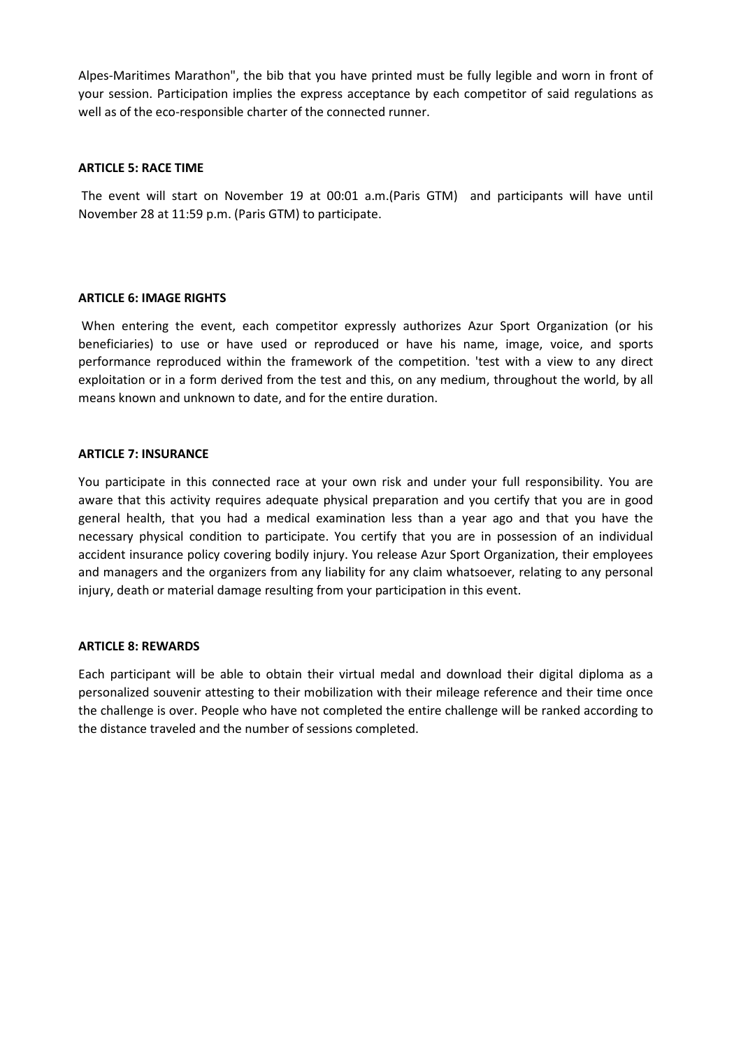Alpes-Maritimes Marathon", the bib that you have printed must be fully legible and worn in front of your session. Participation implies the express acceptance by each competitor of said regulations as well as of the eco-responsible charter of the connected runner.

**ARTICLE 5: RACE TIME**

The event will start on November 19 at 00:01 a.m.(Paris GTM) and participants will have until November 28 at 11:59 p.m. (Paris GTM) to participate.

**ARTICLE 6: IMAGE RIGHTS**

When entering the event, each competitor expressly authorizes Azur Sport Organization (or his beneficiaries) to use or have used or reproduced or have his name, image, voice, and sports performance reproduced within the framework of the competition. 'test with a view to any direct exploitation or in a form derived from the test and this, on any medium, throughout the world, by all means known and unknown to date, and for the entire duration.

**ARTICLE 7: INSURANCE**

You participate in this connected race at your own risk and under your full responsibility. You are aware that this activity requires adequate physical preparation and you certify that you are in good general health, that you had a medical examination less than a year ago and that you have the necessary physical condition to participate. You certify that you are in possession of an individual accident insurance policy covering bodily injury. You release Azur Sport Organization, their employees and managers and the organizers from any liability for any claim whatsoever, relating to any personal injury, death or material damage resulting from your participation in this event.

**ARTICLE 8: REWARDS**

Each participant will be able to obtain their virtual medal and download their digital diploma as a personalized souvenir attesting to their mobilization with their mileage reference and their time once the challenge is over. People who have not completed the entire challenge will be ranked according to the distance traveled and the number of sessions completed.